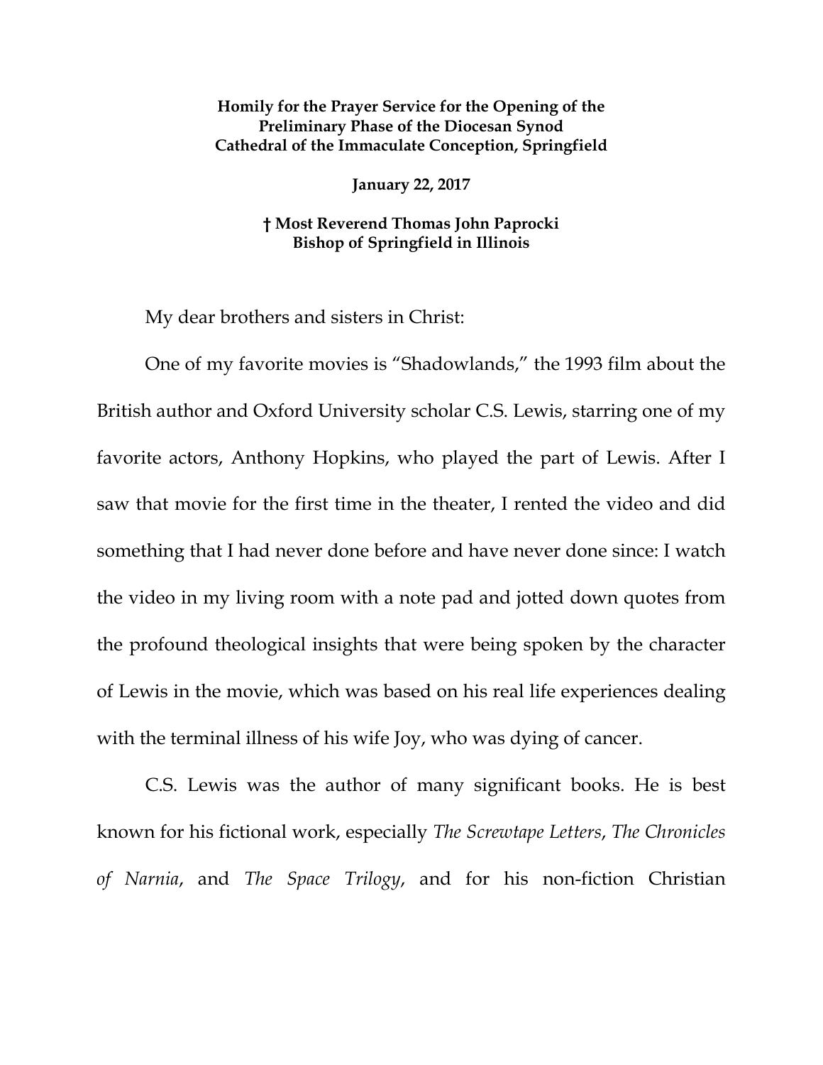**Homily for the Prayer Service for the Opening of the Preliminary Phase of the Diocesan Synod**
**Cathedral of the Immaculate Conception, Springfield**

**January 22, 2017**

**† Most Reverend Thomas John Paprocki**
**Bishop of Springfield in Illinois**

My dear brothers and sisters in Christ:

One of my favorite movies is "Shadowlands," the 1993 film about the British author and Oxford University scholar C.S. Lewis, starring one of my favorite actors, Anthony Hopkins, who played the part of Lewis. After I saw that movie for the first time in the theater, I rented the video and did something that I had never done before and have never done since: I watch the video in my living room with a note pad and jotted down quotes from the profound theological insights that were being spoken by the character of Lewis in the movie, which was based on his real life experiences dealing with the terminal illness of his wife Joy, who was dying of cancer.

C.S. Lewis was the author of many significant books. He is best known for his fictional work, especially *The Screwtape Letters*, *The Chronicles of Narnia*, and *The Space Trilogy*, and for his non-fiction Christian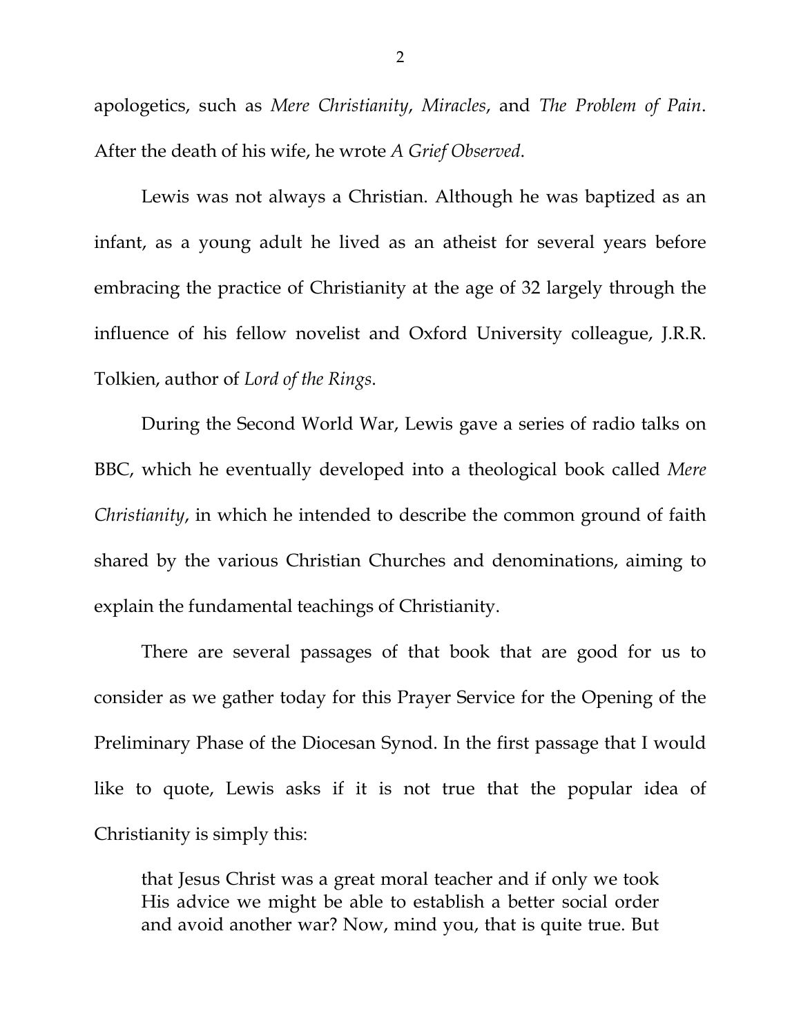apologetics, such as *Mere Christianity*, *Miracles*, and *The Problem of Pain*. After the death of his wife, he wrote *A Grief Observed*.

Lewis was not always a Christian. Although he was baptized as an infant, as a young adult he lived as an atheist for several years before embracing the practice of Christianity at the age of 32 largely through the influence of his fellow novelist and Oxford University colleague, J.R.R. Tolkien, author of *Lord of the Rings*.

During the Second World War, Lewis gave a series of radio talks on BBC, which he eventually developed into a theological book called *Mere Christianity*, in which he intended to describe the common ground of faith shared by the various Christian Churches and denominations, aiming to explain the fundamental teachings of Christianity.

There are several passages of that book that are good for us to consider as we gather today for this Prayer Service for the Opening of the Preliminary Phase of the Diocesan Synod. In the first passage that I would like to quote, Lewis asks if it is not true that the popular idea of Christianity is simply this:

> that Jesus Christ was a great moral teacher and if only we took His advice we might be able to establish a better social order and avoid another war? Now, mind you, that is quite true. But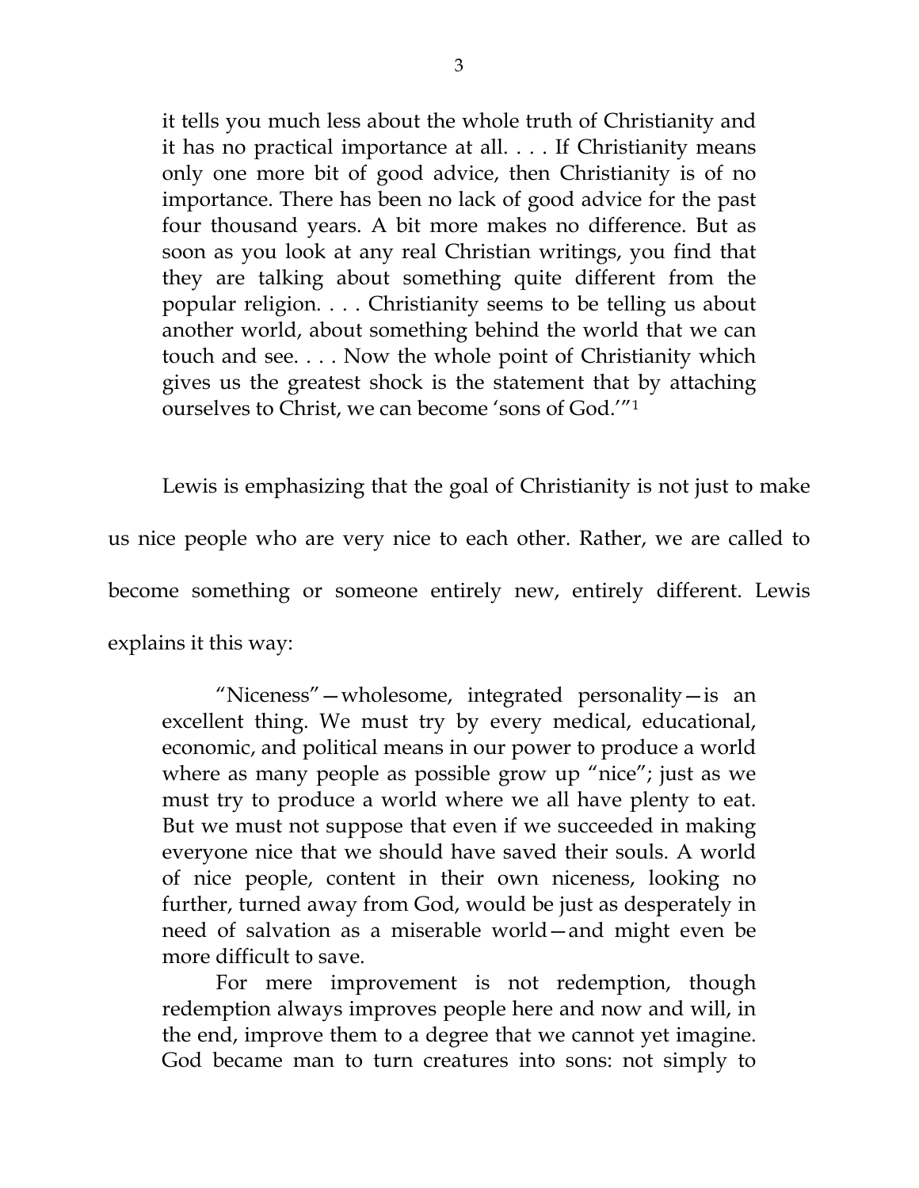> it tells you much less about the whole truth of Christianity and it has no practical importance at all. . . . If Christianity means only one more bit of good advice, then Christianity is of no importance. There has been no lack of good advice for the past four thousand years. A bit more makes no difference. But as soon as you look at any real Christian writings, you find that they are talking about something quite different from the popular religion. . . . Christianity seems to be telling us about another world, about something behind the world that we can touch and see. . . . Now the whole point of Christianity which gives us the greatest shock is the statement that by attaching ourselves to Christ, we can become 'sons of God.'"[1]

Lewis is emphasizing that the goal of Christianity is not just to make us nice people who are very nice to each other. Rather, we are called to become something or someone entirely new, entirely different. Lewis explains it this way:

> "Niceness"—wholesome, integrated personality—is an excellent thing. We must try by every medical, educational, economic, and political means in our power to produce a world where as many people as possible grow up "nice"; just as we must try to produce a world where we all have plenty to eat. But we must not suppose that even if we succeeded in making everyone nice that we should have saved their souls. A world of nice people, content in their own niceness, looking no further, turned away from God, would be just as desperately in need of salvation as a miserable world—and might even be more difficult to save.
>
> For mere improvement is not redemption, though redemption always improves people here and now and will, in the end, improve them to a degree that we cannot yet imagine. God became man to turn creatures into sons: not simply to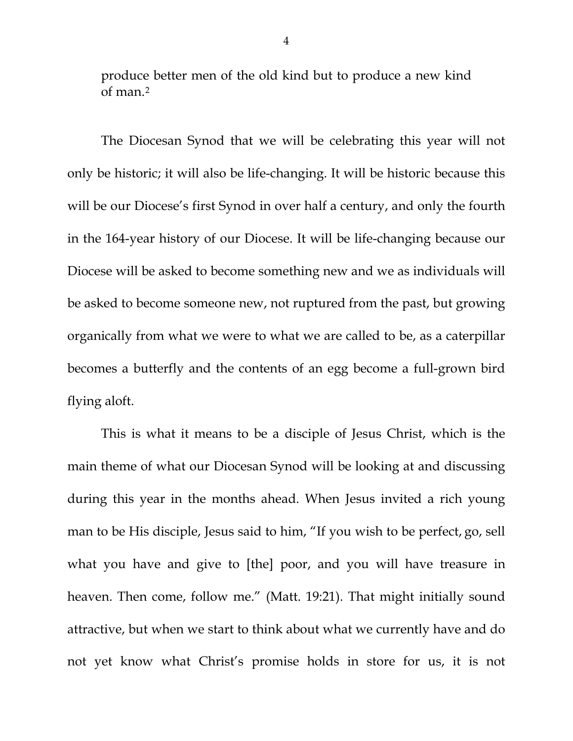produce better men of the old kind but to produce a new kind of man.[2]

The Diocesan Synod that we will be celebrating this year will not only be historic; it will also be life-changing. It will be historic because this will be our Diocese's first Synod in over half a century, and only the fourth in the 164-year history of our Diocese. It will be life-changing because our Diocese will be asked to become something new and we as individuals will be asked to become someone new, not ruptured from the past, but growing organically from what we were to what we are called to be, as a caterpillar becomes a butterfly and the contents of an egg become a full-grown bird flying aloft.

This is what it means to be a disciple of Jesus Christ, which is the main theme of what our Diocesan Synod will be looking at and discussing during this year in the months ahead. When Jesus invited a rich young man to be His disciple, Jesus said to him, "If you wish to be perfect, go, sell what you have and give to [the] poor, and you will have treasure in heaven. Then come, follow me." (Matt. 19:21). That might initially sound attractive, but when we start to think about what we currently have and do not yet know what Christ's promise holds in store for us, it is not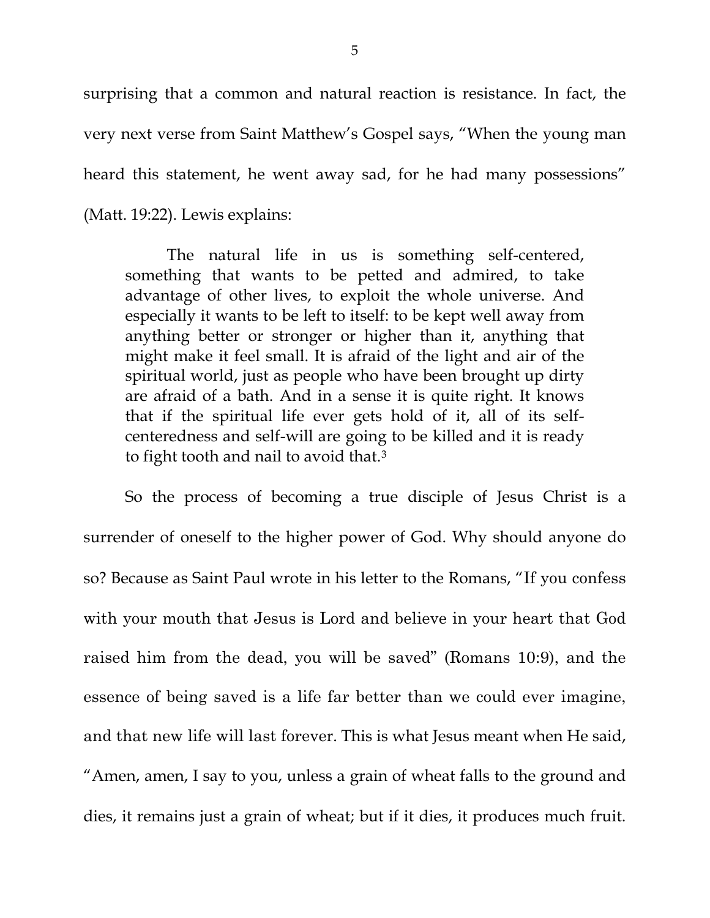surprising that a common and natural reaction is resistance. In fact, the very next verse from Saint Matthew's Gospel says, "When the young man heard this statement, he went away sad, for he had many possessions" (Matt. 19:22). Lewis explains:

> The natural life in us is something self-centered, something that wants to be petted and admired, to take advantage of other lives, to exploit the whole universe. And especially it wants to be left to itself: to be kept well away from anything better or stronger or higher than it, anything that might make it feel small. It is afraid of the light and air of the spiritual world, just as people who have been brought up dirty are afraid of a bath. And in a sense it is quite right. It knows that if the spiritual life ever gets hold of it, all of its self-centeredness and self-will are going to be killed and it is ready to fight tooth and nail to avoid that.[3]

So the process of becoming a true disciple of Jesus Christ is a surrender of oneself to the higher power of God. Why should anyone do so? Because as Saint Paul wrote in his letter to the Romans, "If you confess with your mouth that Jesus is Lord and believe in your heart that God raised him from the dead, you will be saved" (Romans 10:9), and the essence of being saved is a life far better than we could ever imagine, and that new life will last forever. This is what Jesus meant when He said, "Amen, amen, I say to you, unless a grain of wheat falls to the ground and dies, it remains just a grain of wheat; but if it dies, it produces much fruit.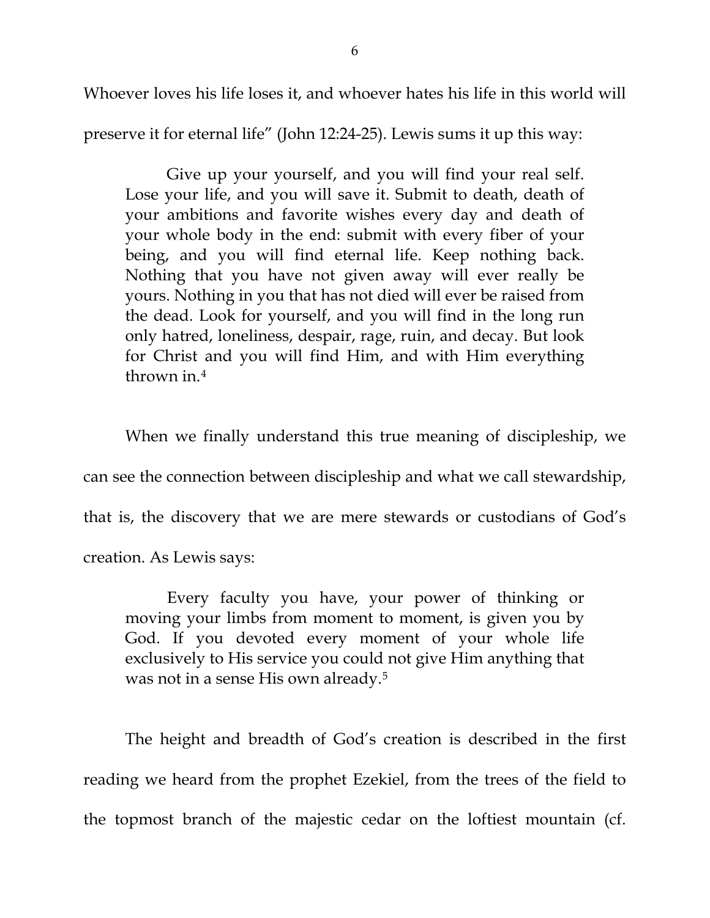Whoever loves his life loses it, and whoever hates his life in this world will preserve it for eternal life" (John 12:24-25). Lewis sums it up this way:

> Give up your yourself, and you will find your real self. Lose your life, and you will save it. Submit to death, death of your ambitions and favorite wishes every day and death of your whole body in the end: submit with every fiber of your being, and you will find eternal life. Keep nothing back. Nothing that you have not given away will ever really be yours. Nothing in you that has not died will ever be raised from the dead. Look for yourself, and you will find in the long run only hatred, loneliness, despair, rage, ruin, and decay. But look for Christ and you will find Him, and with Him everything thrown in.[4]

When we finally understand this true meaning of discipleship, we can see the connection between discipleship and what we call stewardship, that is, the discovery that we are mere stewards or custodians of God's creation. As Lewis says:

> Every faculty you have, your power of thinking or moving your limbs from moment to moment, is given you by God. If you devoted every moment of your whole life exclusively to His service you could not give Him anything that was not in a sense His own already.[5]

The height and breadth of God's creation is described in the first reading we heard from the prophet Ezekiel, from the trees of the field to the topmost branch of the majestic cedar on the loftiest mountain (cf.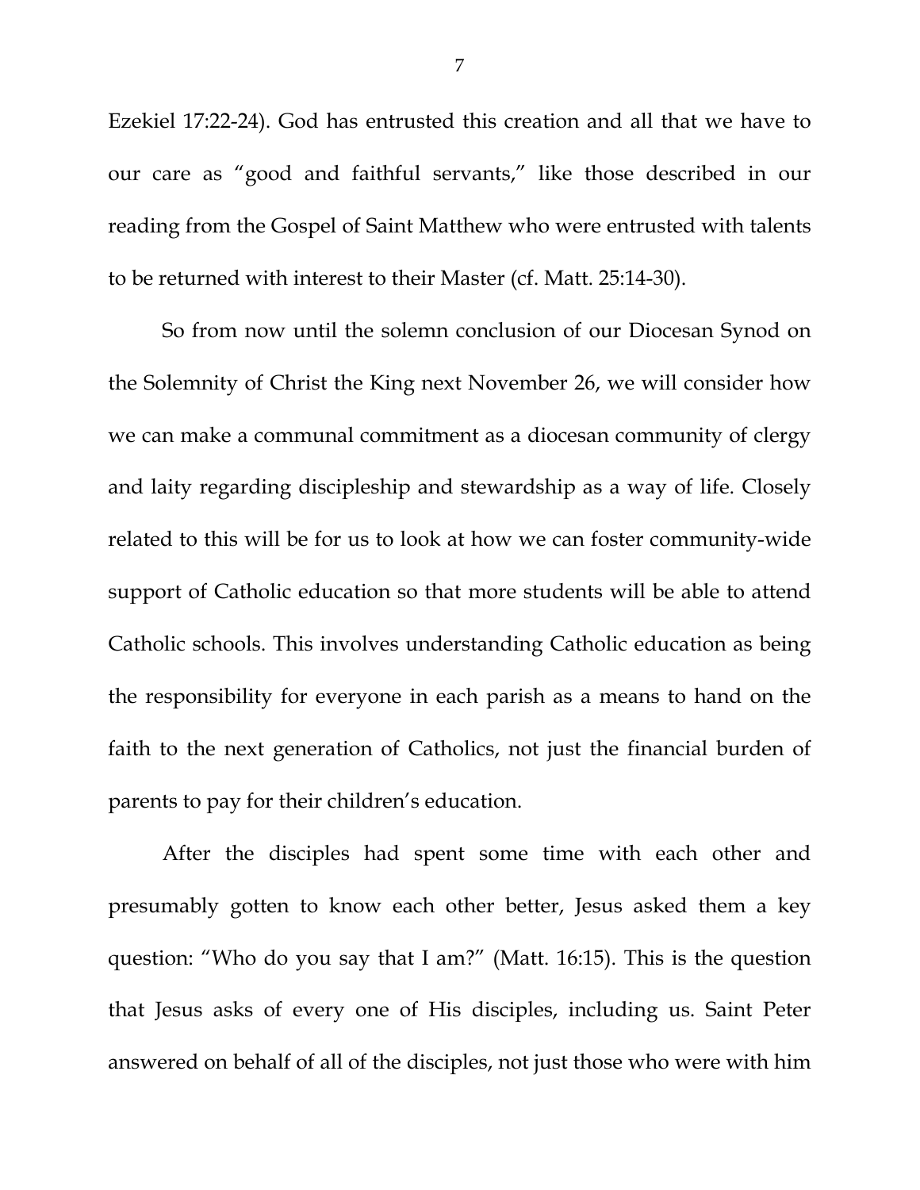Ezekiel 17:22-24). God has entrusted this creation and all that we have to our care as "good and faithful servants," like those described in our reading from the Gospel of Saint Matthew who were entrusted with talents to be returned with interest to their Master (cf. Matt. 25:14-30).

So from now until the solemn conclusion of our Diocesan Synod on the Solemnity of Christ the King next November 26, we will consider how we can make a communal commitment as a diocesan community of clergy and laity regarding discipleship and stewardship as a way of life. Closely related to this will be for us to look at how we can foster community-wide support of Catholic education so that more students will be able to attend Catholic schools. This involves understanding Catholic education as being the responsibility for everyone in each parish as a means to hand on the faith to the next generation of Catholics, not just the financial burden of parents to pay for their children's education.

After the disciples had spent some time with each other and presumably gotten to know each other better, Jesus asked them a key question: "Who do you say that I am?" (Matt. 16:15). This is the question that Jesus asks of every one of His disciples, including us. Saint Peter answered on behalf of all of the disciples, not just those who were with him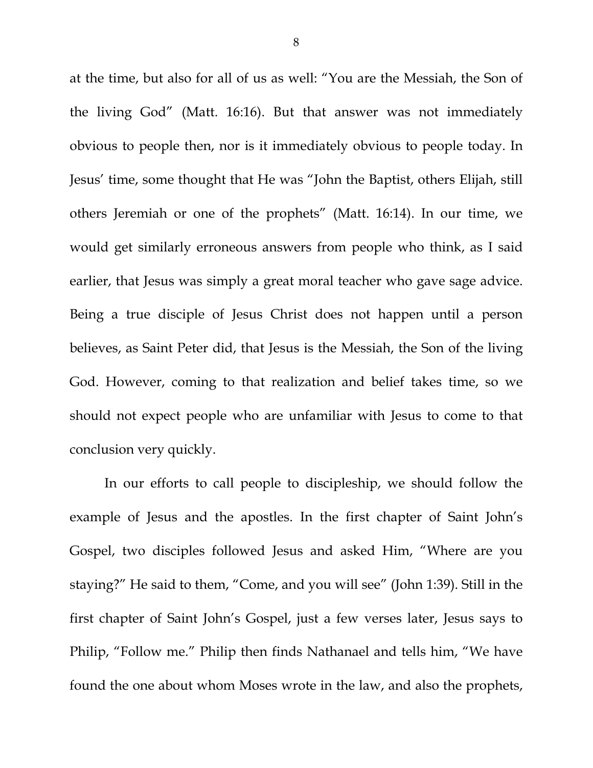at the time, but also for all of us as well: "You are the Messiah, the Son of the living God" (Matt. 16:16). But that answer was not immediately obvious to people then, nor is it immediately obvious to people today. In Jesus' time, some thought that He was "John the Baptist, others Elijah, still others Jeremiah or one of the prophets" (Matt. 16:14). In our time, we would get similarly erroneous answers from people who think, as I said earlier, that Jesus was simply a great moral teacher who gave sage advice. Being a true disciple of Jesus Christ does not happen until a person believes, as Saint Peter did, that Jesus is the Messiah, the Son of the living God. However, coming to that realization and belief takes time, so we should not expect people who are unfamiliar with Jesus to come to that conclusion very quickly.

In our efforts to call people to discipleship, we should follow the example of Jesus and the apostles. In the first chapter of Saint John's Gospel, two disciples followed Jesus and asked Him, "Where are you staying?" He said to them, "Come, and you will see" (John 1:39). Still in the first chapter of Saint John's Gospel, just a few verses later, Jesus says to Philip, "Follow me." Philip then finds Nathanael and tells him, "We have found the one about whom Moses wrote in the law, and also the prophets,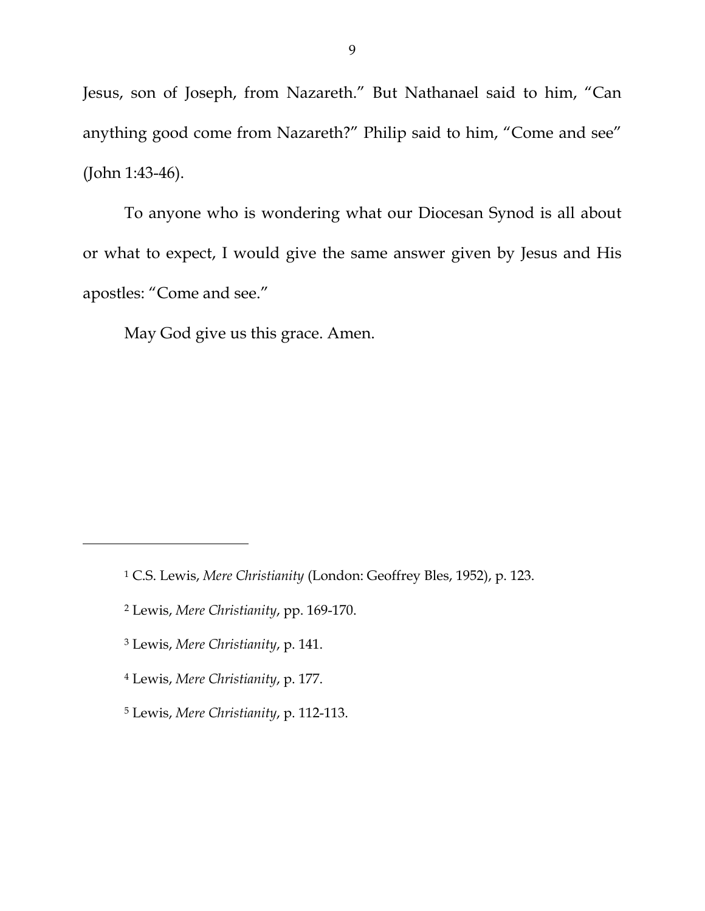Jesus, son of Joseph, from Nazareth." But Nathanael said to him, "Can anything good come from Nazareth?" Philip said to him, "Come and see" (John 1:43-46).

To anyone who is wondering what our Diocesan Synod is all about or what to expect, I would give the same answer given by Jesus and His apostles: "Come and see."

May God give us this grace. Amen.

---

[1] C.S. Lewis, *Mere Christianity* (London: Geoffrey Bles, 1952), p. 123.

[2] Lewis, *Mere Christianity*, pp. 169-170.

[3] Lewis, *Mere Christianity*, p. 141.

[4] Lewis, *Mere Christianity*, p. 177.

[5] Lewis, *Mere Christianity*, p. 112-113.